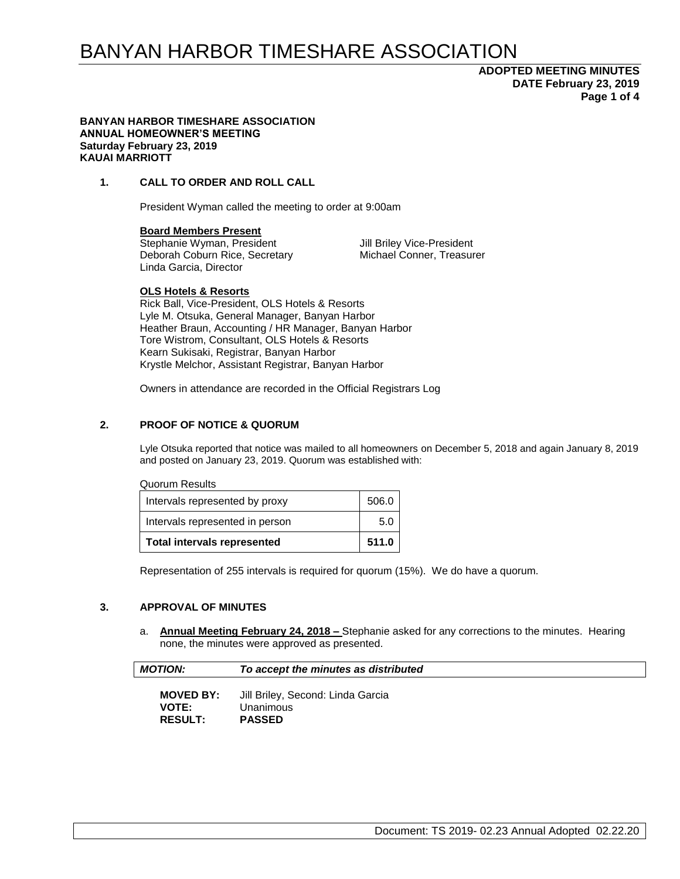# BANYAN HARBOR TIMESHARE ASSOCIATION

**ADOPTED MEETING MINUTES**
**DATE February 23, 2019**

**BANYAN HARBOR TIMESHARE ASSOCIATION**
**ANNUAL HOMEOWNER'S MEETING**
**Saturday February 23, 2019**
**KAUAI MARRIOTT**

## 1. CALL TO ORDER AND ROLL CALL

President Wyman called the meeting to order at 9:00am

**Board Members Present**

Stephanie Wyman, President
Jill Briley Vice-President
Deborah Coburn Rice, Secretary
Michael Conner, Treasurer
Linda Garcia, Director

**OLS Hotels & Resorts**

Rick Ball, Vice-President, OLS Hotels & Resorts
Lyle M. Otsuka, General Manager, Banyan Harbor
Heather Braun, Accounting / HR Manager, Banyan Harbor
Tore Wistrom, Consultant, OLS Hotels & Resorts
Kearn Sukisaki, Registrar, Banyan Harbor
Krystle Melchor, Assistant Registrar, Banyan Harbor

Owners in attendance are recorded in the Official Registrars Log

## 2. PROOF OF NOTICE & QUORUM

Lyle Otsuka reported that notice was mailed to all homeowners on December 5, 2018 and again January 8, 2019 and posted on January 23, 2019. Quorum was established with:

Quorum Results

| Intervals represented by proxy | 506.0 |
|---|---|
| Intervals represented in person | 5.0 |
| **Total intervals represented** | **511.0** |

Representation of 255 intervals is required for quorum (15%). We do have a quorum.

## 3. APPROVAL OF MINUTES

a. **Annual Meeting February 24, 2018 –** Stephanie asked for any corrections to the minutes. Hearing none, the minutes were approved as presented.

| ***MOTION:*** | ***To accept the minutes as distributed*** |
|---|---|

**MOVED BY:** Jill Briley, Second: Linda Garcia
**VOTE:** Unanimous
**RESULT:** **PASSED**

Document: TS 2019- 02.23 Annual Adopted 02.22.20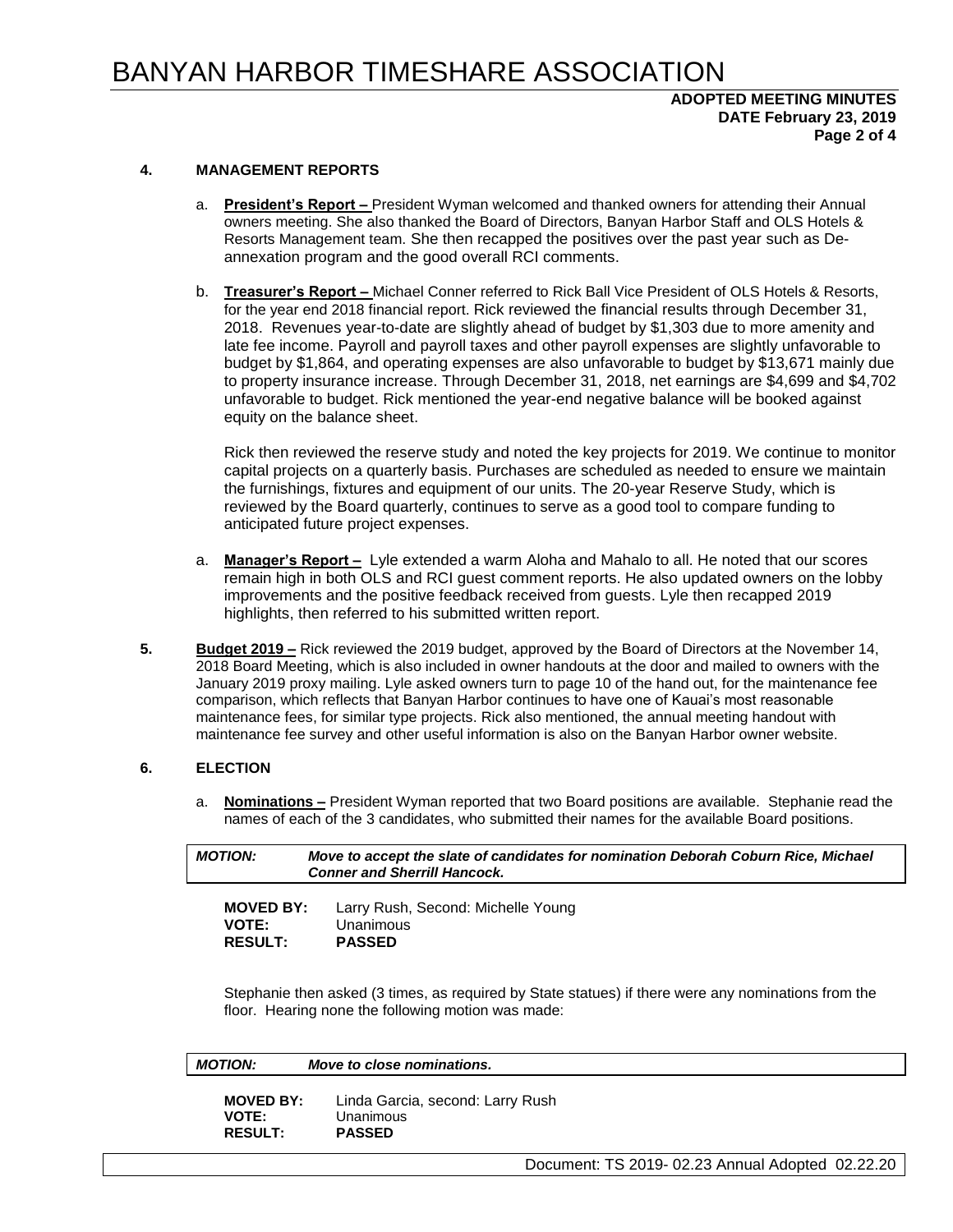### 4. MANAGEMENT REPORTS

a. **President's Report –** President Wyman welcomed and thanked owners for attending their Annual owners meeting. She also thanked the Board of Directors, Banyan Harbor Staff and OLS Hotels & Resorts Management team. She then recapped the positives over the past year such as De-annexation program and the good overall RCI comments.

b. **Treasurer's Report –** Michael Conner referred to Rick Ball Vice President of OLS Hotels & Resorts, for the year end 2018 financial report. Rick reviewed the financial results through December 31, 2018. Revenues year-to-date are slightly ahead of budget by $1,303 due to more amenity and late fee income. Payroll and payroll taxes and other payroll expenses are slightly unfavorable to budget by $1,864, and operating expenses are also unfavorable to budget by $13,671 mainly due to property insurance increase. Through December 31, 2018, net earnings are $4,699 and $4,702 unfavorable to budget. Rick mentioned the year-end negative balance will be booked against equity on the balance sheet.

   Rick then reviewed the reserve study and noted the key projects for 2019. We continue to monitor capital projects on a quarterly basis. Purchases are scheduled as needed to ensure we maintain the furnishings, fixtures and equipment of our units. The 20-year Reserve Study, which is reviewed by the Board quarterly, continues to serve as a good tool to compare funding to anticipated future project expenses.

a. **Manager's Report –** Lyle extended a warm Aloha and Mahalo to all. He noted that our scores remain high in both OLS and RCI guest comment reports. He also updated owners on the lobby improvements and the positive feedback received from guests. Lyle then recapped 2019 highlights, then referred to his submitted written report.

**5. Budget 2019 –** Rick reviewed the 2019 budget, approved by the Board of Directors at the November 14, 2018 Board Meeting, which is also included in owner handouts at the door and mailed to owners with the January 2019 proxy mailing. Lyle asked owners turn to page 10 of the hand out, for the maintenance fee comparison, which reflects that Banyan Harbor continues to have one of Kauai's most reasonable maintenance fees, for similar type projects. Rick also mentioned, the annual meeting handout with maintenance fee survey and other useful information is also on the Banyan Harbor owner website.

### 6. ELECTION

a. **Nominations –** President Wyman reported that two Board positions are available. Stephanie read the names of each of the 3 candidates, who submitted their names for the available Board positions.

***MOTION:*** ***Move to accept the slate of candidates for nomination Deborah Coburn Rice, Michael Conner and Sherrill Hancock.***

**MOVED BY:** Larry Rush, Second: Michelle Young
**VOTE:** Unanimous
**RESULT:** **PASSED**

Stephanie then asked (3 times, as required by State statues) if there were any nominations from the floor. Hearing none the following motion was made:

***MOTION:*** ***Move to close nominations.***

**MOVED BY:** Linda Garcia, second: Larry Rush
**VOTE:** Unanimous
**RESULT:** **PASSED**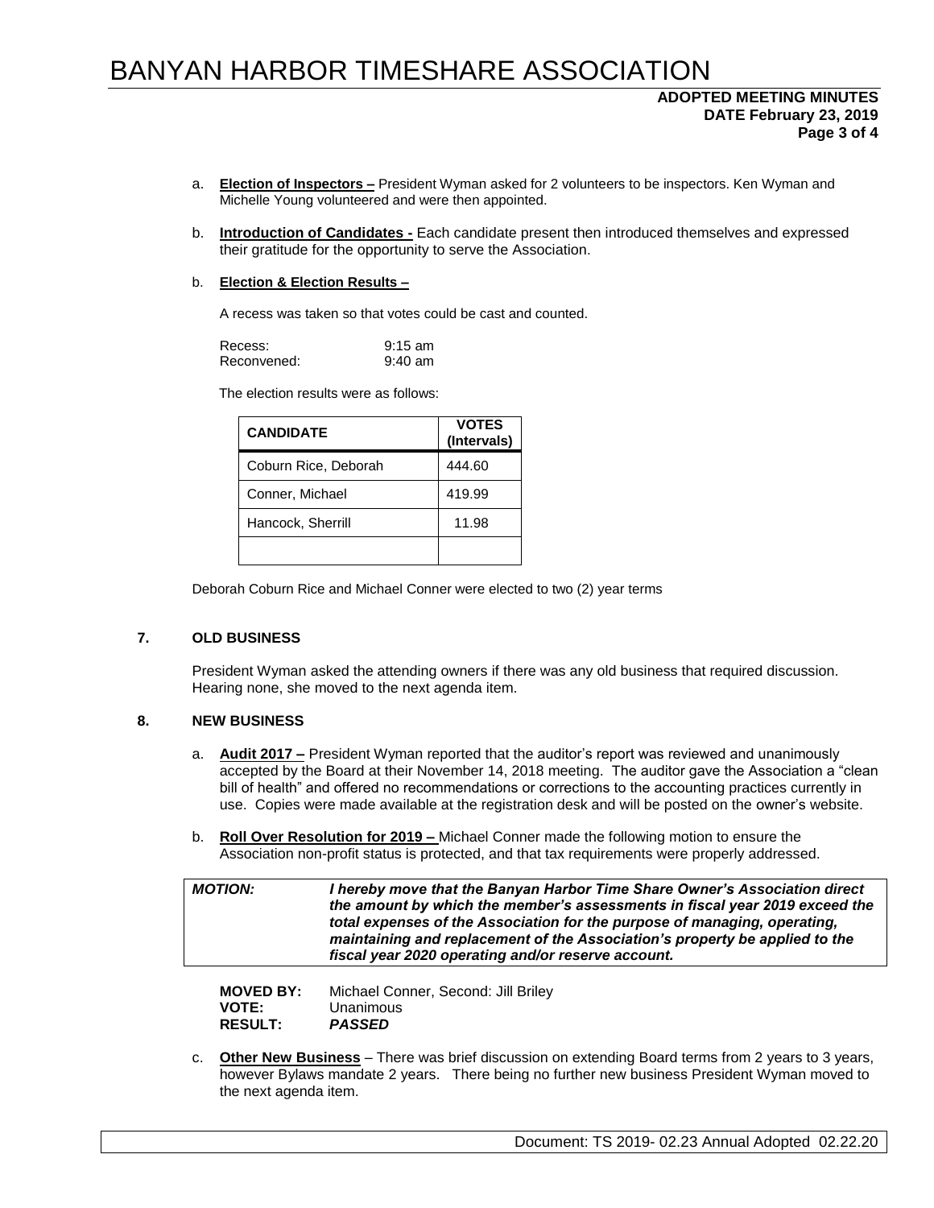a. **Election of Inspectors –** President Wyman asked for 2 volunteers to be inspectors. Ken Wyman and Michelle Young volunteered and were then appointed.

b. **Introduction of Candidates -** Each candidate present then introduced themselves and expressed their gratitude for the opportunity to serve the Association.

b. **Election & Election Results –**

A recess was taken so that votes could be cast and counted.

Recess: 9:15 am
Reconvened: 9:40 am

The election results were as follows:

| CANDIDATE | VOTES (Intervals) |
|---|---|
| Coburn Rice, Deborah | 444.60 |
| Conner, Michael | 419.99 |
| Hancock, Sherrill | 11.98 |
| | |

Deborah Coburn Rice and Michael Conner were elected to two (2) year terms

## 7. OLD BUSINESS

President Wyman asked the attending owners if there was any old business that required discussion. Hearing none, she moved to the next agenda item.

## 8. NEW BUSINESS

a. **Audit 2017 –** President Wyman reported that the auditor's report was reviewed and unanimously accepted by the Board at their November 14, 2018 meeting. The auditor gave the Association a "clean bill of health" and offered no recommendations or corrections to the accounting practices currently in use. Copies were made available at the registration desk and will be posted on the owner's website.

b. **Roll Over Resolution for 2019 –** Michael Conner made the following motion to ensure the Association non-profit status is protected, and that tax requirements were properly addressed.

| ***MOTION:*** | ***I hereby move that the Banyan Harbor Time Share Owner's Association direct the amount by which the member's assessments in fiscal year 2019 exceed the total expenses of the Association for the purpose of managing, operating, maintaining and replacement of the Association's property be applied to the fiscal year 2020 operating and/or reserve account.*** |
|---|---|

**MOVED BY:** Michael Conner, Second: Jill Briley
**VOTE:** Unanimous
**RESULT:** ***PASSED***

c. **Other New Business** – There was brief discussion on extending Board terms from 2 years to 3 years, however Bylaws mandate 2 years. There being no further new business President Wyman moved to the next agenda item.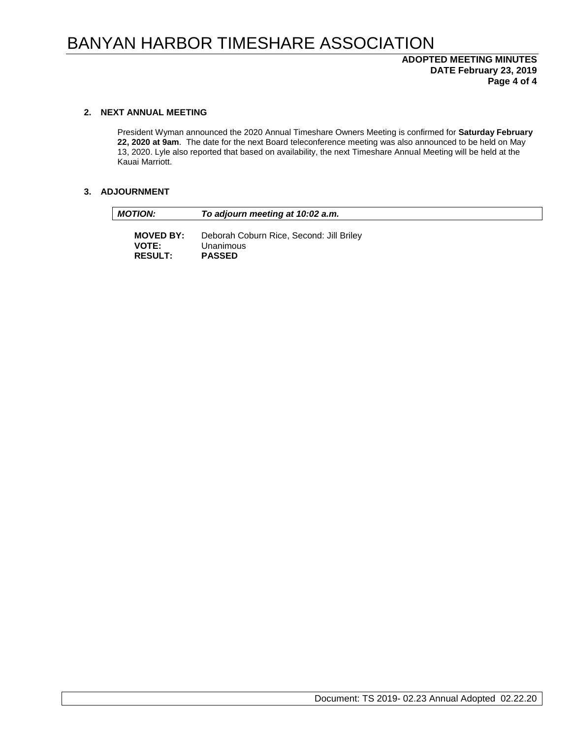**2. NEXT ANNUAL MEETING**

President Wyman announced the 2020 Annual Timeshare Owners Meeting is confirmed for **Saturday February 22, 2020 at 9am**. The date for the next Board teleconference meeting was also announced to be held on May 13, 2020. Lyle also reported that based on availability, the next Timeshare Annual Meeting will be held at the Kauai Marriott.

**3. ADJOURNMENT**

| | |
|---|---|
| ***MOTION:*** | ***To adjourn meeting at 10:02 a.m.*** |

**MOVED BY:** Deborah Coburn Rice, Second: Jill Briley
**VOTE:** Unanimous
**RESULT:** **PASSED**